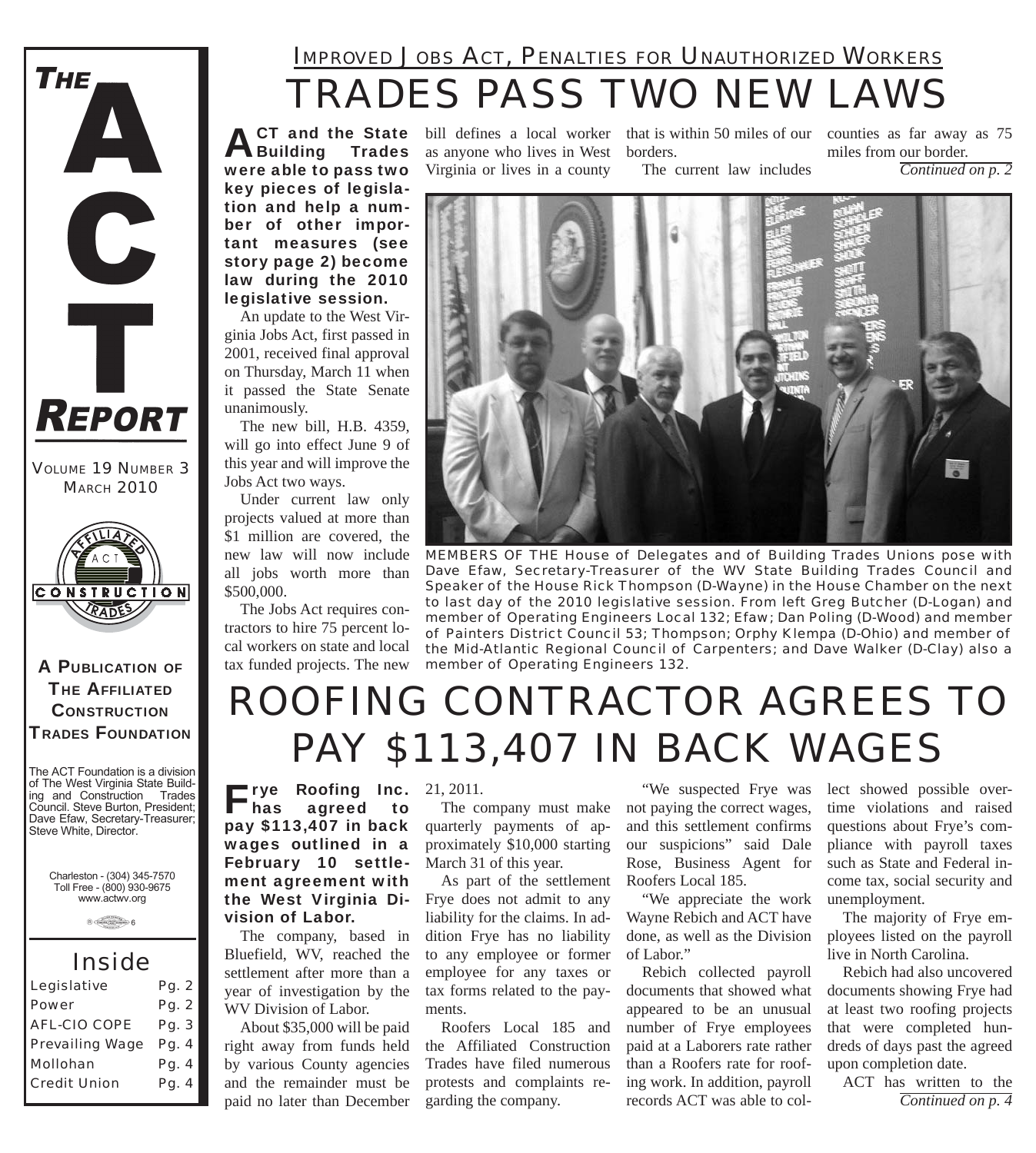# THE ACT REPORT

VOLUME 19 NUMBER 3
MARCH 2010

**A PUBLICATION OF THE AFFILIATED CONSTRUCTION TRADES FOUNDATION**

The ACT Foundation is a division of The West Virginia State Building and Construction Trades Council. Steve Burton, President; Dave Efaw, Secretary-Treasurer; Steve White, Director.

Charleston - (304) 345-7570
Toll Free - (800) 930-9675
www.actwv.org

## Inside

| | |
|---|---|
| Legislative | Pg. 2 |
| Power | Pg. 2 |
| AFL-CIO COPE | Pg. 3 |
| Prevailing Wage | Pg. 4 |
| Mollohan | Pg. 4 |
| Credit Union | Pg. 4 |

IMPROVED JOBS ACT, PENALTIES FOR UNAUTHORIZED WORKERS

# TRADES PASS TWO NEW LAWS

**ACT and the State Building Trades were able to pass two key pieces of legislation and help a number of other important measures (see story page 2) become law during the 2010 legislative session.**

An update to the West Virginia Jobs Act, first passed in 2001, received final approval on Thursday, March 11 when it passed the State Senate unanimously.

The new bill, H.B. 4359, will go into effect June 9 of this year and will improve the Jobs Act two ways.

Under current law only projects valued at more than $1 million are covered, the new law will now include all jobs worth more than $500,000.

The Jobs Act requires contractors to hire 75 percent local workers on state and local tax funded projects. The new bill defines a local worker as anyone who lives in West Virginia or lives in a county that is within 50 miles of our borders.

The current law includes counties as far away as 75 miles from our border.

*Continued on p. 2*

MEMBERS OF THE House of Delegates and of Building Trades Unions pose with Dave Efaw, Secretary-Treasurer of the WV State Building Trades Council and Speaker of the House Rick Thompson (D-Wayne) in the House Chamber on the next to last day of the 2010 legislative session. From left Greg Butcher (D-Logan) and member of Operating Engineers Local 132; Efaw; Dan Poling (D-Wood) and member of Painters District Council 53; Thompson; Orphy Klempa (D-Ohio) and member of the Mid-Atlantic Regional Council of Carpenters; and Dave Walker (D-Clay) also a member of Operating Engineers 132.

# ROOFING CONTRACTOR AGREES TO PAY $113,407 IN BACK WAGES

**Frye Roofing Inc. has agreed to pay $113,407 in back wages outlined in a February 10 settlement agreement with the West Virginia Division of Labor.**

The company, based in Bluefield, WV, reached the settlement after more than a year of investigation by the WV Division of Labor.

About $35,000 will be paid right away from funds held by various County agencies and the remainder must be paid no later than December 21, 2011.

The company must make quarterly payments of approximately $10,000 starting March 31 of this year.

As part of the settlement Frye does not admit to any liability for the claims. In addition Frye has no liability to any employee or former employee for any taxes or tax forms related to the payments.

Roofers Local 185 and the Affiliated Construction Trades have filed numerous protests and complaints regarding the company.

"We suspected Frye was not paying the correct wages, and this settlement confirms our suspicions" said Dale Rose, Business Agent for Roofers Local 185.

"We appreciate the work Wayne Rebich and ACT have done, as well as the Division of Labor."

Rebich collected payroll documents that showed what appeared to be an unusual number of Frye employees paid at a Laborers rate rather than a Roofers rate for roofing work. In addition, payroll records ACT was able to collect showed possible overtime violations and raised questions about Frye's compliance with payroll taxes such as State and Federal income tax, social security and unemployment.

The majority of Frye employees listed on the payroll live in North Carolina.

Rebich had also uncovered documents showing Frye had at least two roofing projects that were completed hundreds of days past the agreed upon completion date.

ACT has written to the

*Continued on p. 4*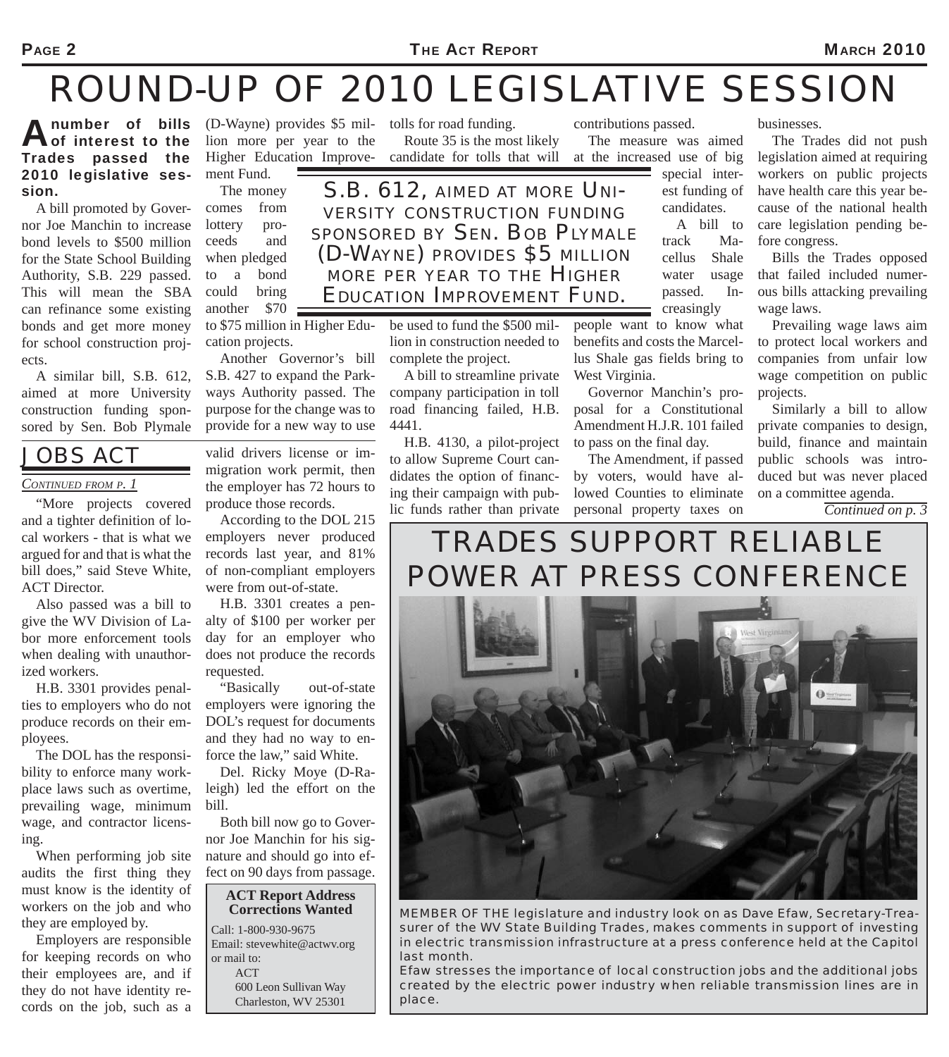# ROUND-UP OF 2010 LEGISLATIVE SESSION

**A number of bills of interest to the Trades passed the 2010 legislative session.**

A bill promoted by Governor Joe Manchin to increase bond levels to $500 million for the State School Building Authority, S.B. 229 passed. This will mean the SBA can refinance some existing bonds and get more money for school construction projects.

A similar bill, S.B. 612, aimed at more University construction funding sponsored by Sen. Bob Plymale (D-Wayne) provides $5 million more per year to the Higher Education Improvement Fund.

The money comes from lottery proceeds and when pledged to a bond could bring another $70 to $75 million in Higher Education projects.

> S.B. 612, AIMED AT MORE UNIVERSITY CONSTRUCTION FUNDING SPONSORED BY SEN. BOB PLYMALE (D-WAYNE) PROVIDES $5 MILLION MORE PER YEAR TO THE HIGHER EDUCATION IMPROVEMENT FUND.

Another Governor's bill S.B. 427 to expand the Parkways Authority passed. The purpose for the change was to provide for a new way to use tolls for road funding.

Route 35 is the most likely candidate for tolls that will be used to fund the $500 million in construction needed to complete the project.

A bill to streamline private company participation in toll road financing failed, H.B. 4441.

H.B. 4130, a pilot-project to allow Supreme Court candidates the option of financing their campaign with public funds rather than private contributions passed.

The measure was aimed at the increased use of big special interest funding of candidates.

A bill to track Macellus Shale water usage passed. Increasingly people want to know what benefits and costs the Marcellus Shale gas fields bring to West Virginia.

Governor Manchin's proposal for a Constitutional Amendment H.J.R. 101 failed to pass on the final day.

The Amendment, if passed by voters, would have allowed Counties to eliminate personal property taxes on businesses.

The Trades did not push legislation aimed at requiring workers on public projects have health care this year because of the national health care legislation pending before congress.

Bills the Trades opposed that failed included numerous bills attacking prevailing wage laws.

Prevailing wage laws aim to protect local workers and companies from unfair low wage competition on public projects.

Similarly a bill to allow private companies to design, build, finance and maintain public schools was introduced but was never placed on a committee agenda.

*Continued on p. 3*

## JOBS ACT

*CONTINUED FROM P. 1*

"More projects covered and a tighter definition of local workers - that is what we argued for and that is what the bill does," said Steve White, ACT Director.

Also passed was a bill to give the WV Division of Labor more enforcement tools when dealing with unauthorized workers.

H.B. 3301 provides penalties to employers who do not produce records on their employees.

The DOL has the responsibility to enforce many workplace laws such as overtime, prevailing wage, minimum wage, and contractor licensing.

When performing job site audits the first thing they must know is the identity of workers on the job and who they are employed by.

Employers are responsible for keeping records on who their employees are, and if they do not have identity records on the job, such as a valid drivers license or immigration work permit, then the employer has 72 hours to produce those records.

According to the DOL 215 employers never produced records last year, and 81% of non-compliant employers were from out-of-state.

H.B. 3301 creates a penalty of $100 per worker per day for an employer who does not produce the records requested.

"Basically out-of-state employers were ignoring the DOL's request for documents and they had no way to enforce the law," said White.

Del. Ricky Moye (D-Raleigh) led the effort on the bill.

Both bill now go to Governor Joe Manchin for his signature and should go into effect on 90 days from passage.

**ACT Report Address Corrections Wanted**

Call: 1-800-930-9675
Email: stevewhite@actwv.org
or mail to:
ACT
600 Leon Sullivan Way
Charleston, WV 25301

## TRADES SUPPORT RELIABLE POWER AT PRESS CONFERENCE

MEMBER OF THE legislature and industry look on as Dave Efaw, Secretary-Treasurer of the WV State Building Trades, makes comments in support of investing in electric transmission infrastructure at a press conference held at the Capitol last month.

Efaw stresses the importance of local construction jobs and the additional jobs created by the electric power industry when reliable transmission lines are in place.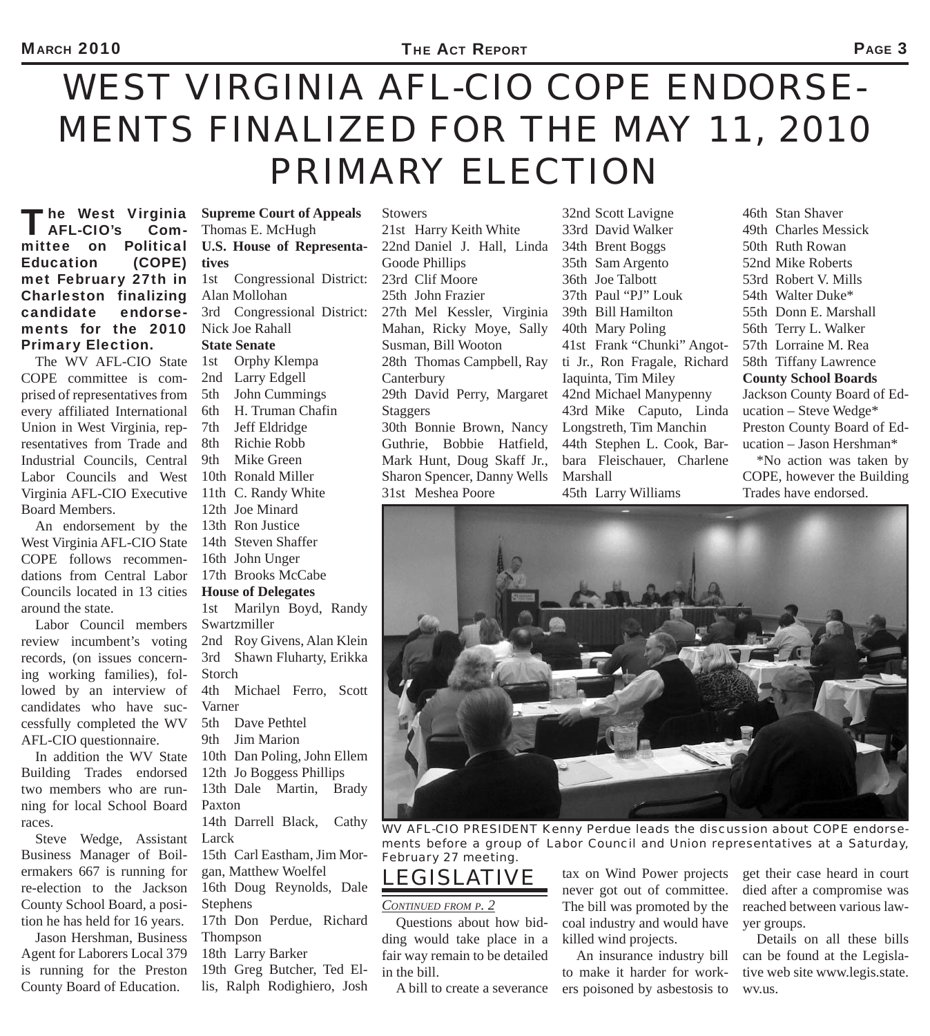# WEST VIRGINIA AFL-CIO COPE ENDORSEMENTS FINALIZED FOR THE MAY 11, 2010 PRIMARY ELECTION

**The West Virginia AFL-CIO's Committee on Political Education (COPE) met February 27th in Charleston finalizing candidate endorsements for the 2010 Primary Election.**

The WV AFL-CIO State COPE committee is comprised of representatives from every affiliated International Union in West Virginia, representatives from Trade and Industrial Councils, Central Labor Councils and West Virginia AFL-CIO Executive Board Members.

An endorsement by the West Virginia AFL-CIO State COPE follows recommendations from Central Labor Councils located in 13 cities around the state.

Labor Council members review incumbent's voting records, (on issues concerning working families), followed by an interview of candidates who have successfully completed the WV AFL-CIO questionnaire.

In addition the WV State Building Trades endorsed two members who are running for local School Board races.

Steve Wedge, Assistant Business Manager of Boilermakers 667 is running for re-election to the Jackson County School Board, a position he has held for 16 years.

Jason Hershman, Business Agent for Laborers Local 379 is running for the Preston County Board of Education.

**Supreme Court of Appeals**
Thomas E. McHugh

**U.S. House of Representatives**
1st Congressional District: Alan Mollohan
3rd Congressional District: Nick Joe Rahall

**State Senate**
1st Orphy Klempa
2nd Larry Edgell
5th John Cummings
6th H. Truman Chafin
7th Jeff Eldridge
8th Richie Robb
9th Mike Green
10th Ronald Miller
11th C. Randy White
12th Joe Minard
13th Ron Justice
14th Steven Shaffer
16th John Unger
17th Brooks McCabe

**House of Delegates**
1st Marilyn Boyd, Randy Swartzmiller
2nd Roy Givens, Alan Klein
3rd Shawn Fluharty, Erikka Storch
4th Michael Ferro, Scott Varner
5th Dave Pethtel
9th Jim Marion
10th Dan Poling, John Ellem
12th Jo Boggess Phillips
13th Dale Martin, Brady Paxton
14th Darrell Black, Cathy Larck
15th Carl Eastham, Jim Morgan, Matthew Woelfel
16th Doug Reynolds, Dale Stephens
17th Don Perdue, Richard Thompson
18th Larry Barker
19th Greg Butcher, Ted Ellis, Ralph Rodighiero, Josh Stowers
21st Harry Keith White
22nd Daniel J. Hall, Linda Goode Phillips
23rd Clif Moore
25th John Frazier
27th Mel Kessler, Virginia Mahan, Ricky Moye, Sally Susman, Bill Wooton
28th Thomas Campbell, Ray Canterbury
29th David Perry, Margaret Staggers
30th Bonnie Brown, Nancy Guthrie, Bobbie Hatfield, Mark Hunt, Doug Skaff Jr., Sharon Spencer, Danny Wells
31st Meshea Poore
32nd Scott Lavigne
33rd David Walker
34th Brent Boggs
35th Sam Argento
36th Joe Talbott
37th Paul "PJ" Louk
39th Bill Hamilton
40th Mary Poling
41st Frank "Chunki" Angotti Jr., Ron Fragale, Richard Iaquinta, Tim Miley
42nd Michael Manypenny
43rd Mike Caputo, Linda Longstreth, Tim Manchin
44th Stephen L. Cook, Barbara Fleischauer, Charlene Marshall
45th Larry Williams
46th Stan Shaver
49th Charles Messick
50th Ruth Rowan
52nd Mike Roberts
53rd Robert V. Mills
54th Walter Duke*
55th Donn E. Marshall
56th Terry L. Walker
57th Lorraine M. Rea
58th Tiffany Lawrence

**County School Boards**
Jackson County Board of Education – Steve Wedge*
Preston County Board of Education – Jason Hershman*

*No action was taken by COPE, however the Building Trades have endorsed.

WV AFL-CIO PRESIDENT Kenny Perdue leads the discussion about COPE endorsements before a group of Labor Council and Union representatives at a Saturday, February 27 meeting.

## LEGISLATIVE

*CONTINUED FROM P. 2*

Questions about how bidding would take place in a fair way remain to be detailed in the bill.

A bill to create a severance tax on Wind Power projects never got out of committee. The bill was promoted by the coal industry and would have killed wind projects.

An insurance industry bill to make it harder for workers poisoned by asbestosis to get their case heard in court died after a compromise was reached between various lawyer groups.

Details on all these bills can be found at the Legislative web site www.legis.state.wv.us.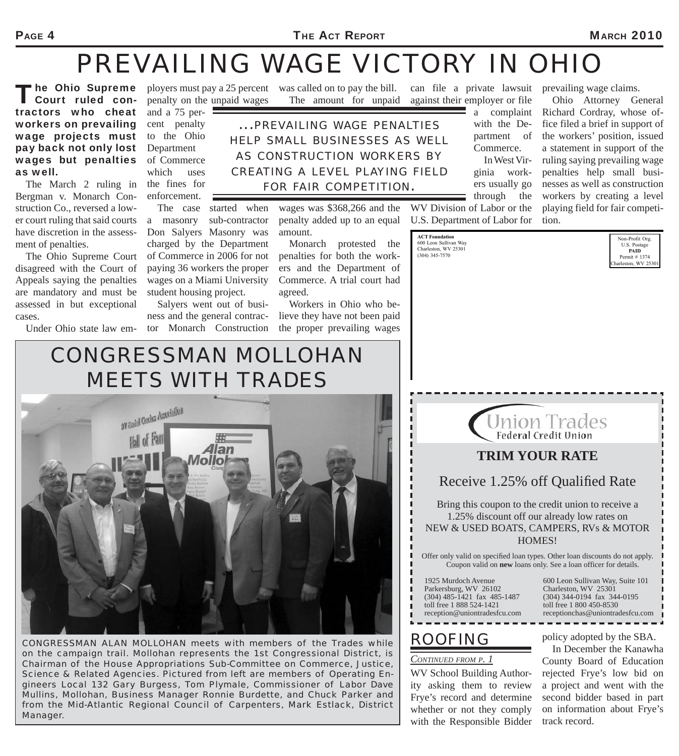# PREVAILING WAGE VICTORY IN OHIO

**The Ohio Supreme Court ruled contractors who cheat workers on prevailing wage projects must pay back not only lost wages but penalties as well.**

The March 2 ruling in Bergman v. Monarch Construction Co., reversed a lower court ruling that said courts have discretion in the assessment of penalties.

The Ohio Supreme Court disagreed with the Court of Appeals saying the penalties are mandatory and must be assessed in but exceptional cases.

Under Ohio state law employers must pay a 25 percent penalty on the unpaid wages and a 75 percent penalty to the Ohio Department of Commerce which uses the fines for enforcement.

The case started when a masonry sub-contractor Don Salyers Masonry was charged by the Department of Commerce in 2006 for not paying 36 workers the proper wages on a Miami University student housing project.

Salyers went out of business and the general contractor Monarch Construction was called on to pay the bill.

The amount for unpaid wages was $368,266 and the penalty added up to an equal amount.

Monarch protested the penalties for both the workers and the Department of Commerce. A trial court had agreed.

Workers in Ohio who believe they have not been paid the proper prevailing wages can file a private lawsuit against their employer or file a complaint with the Department of Commerce.

In West Virginia workers usually go through the WV Division of Labor or the U.S. Department of Labor for prevailing wage claims.

Ohio Attorney General Richard Cordray, whose office filed a brief in support of the workers' position, issued a statement in support of the ruling saying prevailing wage penalties help small businesses as well as construction workers by creating a level playing field for fair competition.

> ...PREVAILING WAGE PENALTIES HELP SMALL BUSINESSES AS WELL AS CONSTRUCTION WORKERS BY CREATING A LEVEL PLAYING FIELD FOR FAIR COMPETITION.

ACT Foundation
600 Leon Sullivan Way
Charleston, WV 25301
(304) 345-7570

Non-Profit Org.
U.S. Postage
**PAID**
Permit # 1374
Charleston, WV 25301

# CONGRESSMAN MOLLOHAN MEETS WITH TRADES

CONGRESSMAN ALAN MOLLOHAN meets with members of the Trades while on the campaign trail. Mollohan represents the 1st Congressional District, is Chairman of the House Appropriations Sub-Committee on Commerce, Justice, Science & Related Agencies. Pictured from left are members of Operating Engineers Local 132 Gary Burgess, Tom Plymale, Commissioner of Labor Dave Mullins, Mollohan, Business Manager Ronnie Burdette, and Chuck Parker and from the Mid-Atlantic Regional Council of Carpenters, Mark Estlack, District Manager.

Union Trades
Federal Credit Union

**TRIM YOUR RATE**

Receive 1.25% off Qualified Rate

Bring this coupon to the credit union to receive a 1.25% discount off our already low rates on NEW & USED BOATS, CAMPERS, RVs & MOTOR HOMES!

Offer only valid on specified loan types. Other loan discounts do not apply. Coupon valid on **new** loans only. See a loan officer for details.

1925 Murdoch Avenue
Parkersburg, WV 26102
(304) 485-1421 fax 485-1487
toll free 1 888 524-1421
reception@uniontradesfcu.com

600 Leon Sullivan Way, Suite 101
Charleston, WV 25301
(304) 344-0194 fax 344-0195
toll free 1 800 450-8530
receptionchas@uniontradesfcu.com

## ROOFING

*CONTINUED FROM P. 1*

WV School Building Authority asking them to review Frye's record and determine whether or not they comply with the Responsible Bidder policy adopted by the SBA.

In December the Kanawha County Board of Education rejected Frye's low bid on a project and went with the second bidder based in part on information about Frye's track record.